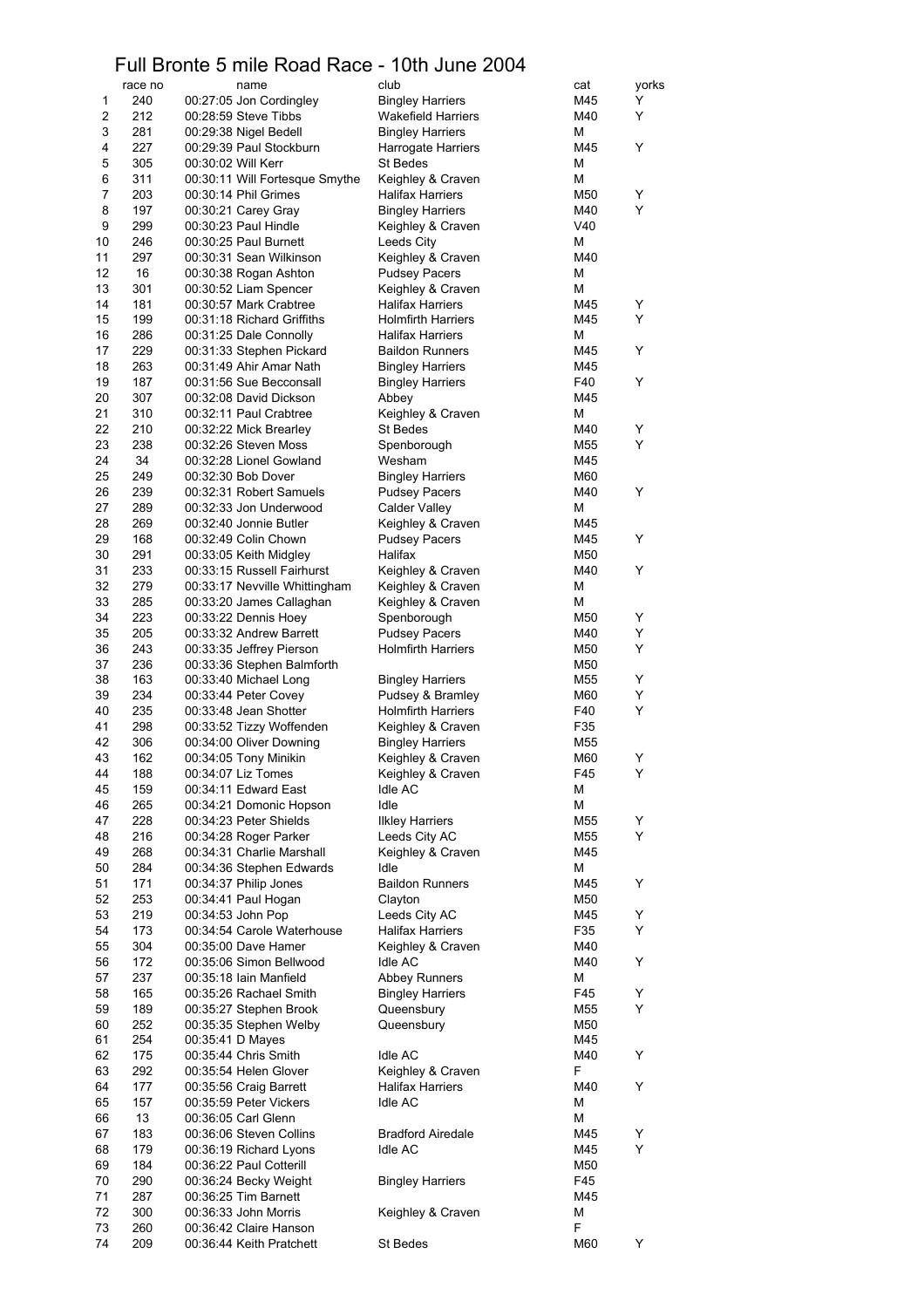# Full Bronte 5 mile Road Race - 10th June 2004

| | race no | name | club | cat | yorks |
|---|---|---|---|---|---|
| 1 | 240 | 00:27:05 Jon Cordingley | Bingley Harriers | M45 | Y |
| 2 | 212 | 00:28:59 Steve Tibbs | Wakefield Harriers | M40 | Y |
| 3 | 281 | 00:29:38 Nigel Bedell | Bingley Harriers | M | |
| 4 | 227 | 00:29:39 Paul Stockburn | Harrogate Harriers | M45 | Y |
| 5 | 305 | 00:30:02 Will Kerr | St Bedes | M | |
| 6 | 311 | 00:30:11 Will Fortesque Smythe | Keighley & Craven | M | |
| 7 | 203 | 00:30:14 Phil Grimes | Halifax Harriers | M50 | Y |
| 8 | 197 | 00:30:21 Carey Gray | Bingley Harriers | M40 | Y |
| 9 | 299 | 00:30:23 Paul Hindle | Keighley & Craven | V40 | |
| 10 | 246 | 00:30:25 Paul Burnett | Leeds City | M | |
| 11 | 297 | 00:30:31 Sean Wilkinson | Keighley & Craven | M40 | |
| 12 | 16 | 00:30:38 Rogan Ashton | Pudsey Pacers | M | |
| 13 | 301 | 00:30:52 Liam Spencer | Keighley & Craven | M | |
| 14 | 181 | 00:30:57 Mark Crabtree | Halifax Harriers | M45 | Y |
| 15 | 199 | 00:31:18 Richard Griffiths | Holmfirth Harriers | M45 | Y |
| 16 | 286 | 00:31:25 Dale Connolly | Halifax Harriers | M | |
| 17 | 229 | 00:31:33 Stephen Pickard | Baildon Runners | M45 | Y |
| 18 | 263 | 00:31:49 Ahir Amar Nath | Bingley Harriers | M45 | |
| 19 | 187 | 00:31:56 Sue Becconsall | Bingley Harriers | F40 | Y |
| 20 | 307 | 00:32:08 David Dickson | Abbey | M45 | |
| 21 | 310 | 00:32:11 Paul Crabtree | Keighley & Craven | M | |
| 22 | 210 | 00:32:22 Mick Brearley | St Bedes | M40 | Y |
| 23 | 238 | 00:32:26 Steven Moss | Spenborough | M55 | Y |
| 24 | 34 | 00:32:28 Lionel Gowland | Wesham | M45 | |
| 25 | 249 | 00:32:30 Bob Dover | Bingley Harriers | M60 | |
| 26 | 239 | 00:32:31 Robert Samuels | Pudsey Pacers | M40 | Y |
| 27 | 289 | 00:32:33 Jon Underwood | Calder Valley | M | |
| 28 | 269 | 00:32:40 Jonnie Butler | Keighley & Craven | M45 | |
| 29 | 168 | 00:32:49 Colin Chown | Pudsey Pacers | M45 | Y |
| 30 | 291 | 00:33:05 Keith Midgley | Halifax | M50 | |
| 31 | 233 | 00:33:15 Russell Fairhurst | Keighley & Craven | M40 | Y |
| 32 | 279 | 00:33:17 Nevville Whittingham | Keighley & Craven | M | |
| 33 | 285 | 00:33:20 James Callaghan | Keighley & Craven | M | |
| 34 | 223 | 00:33:22 Dennis Hoey | Spenborough | M50 | Y |
| 35 | 205 | 00:33:32 Andrew Barrett | Pudsey Pacers | M40 | Y |
| 36 | 243 | 00:33:35 Jeffrey Pierson | Holmfirth Harriers | M50 | Y |
| 37 | 236 | 00:33:36 Stephen Balmforth | | M50 | |
| 38 | 163 | 00:33:40 Michael Long | Bingley Harriers | M55 | Y |
| 39 | 234 | 00:33:44 Peter Covey | Pudsey & Bramley | M60 | Y |
| 40 | 235 | 00:33:48 Jean Shotter | Holmfirth Harriers | F40 | Y |
| 41 | 298 | 00:33:52 Tizzy Woffenden | Keighley & Craven | F35 | |
| 42 | 306 | 00:34:00 Oliver Downing | Bingley Harriers | M55 | |
| 43 | 162 | 00:34:05 Tony Minikin | Keighley & Craven | M60 | Y |
| 44 | 188 | 00:34:07 Liz Tomes | Keighley & Craven | F45 | Y |
| 45 | 159 | 00:34:11 Edward East | Idle AC | M | |
| 46 | 265 | 00:34:21 Domonic Hopson | Idle | M | |
| 47 | 228 | 00:34:23 Peter Shields | Ilkley Harriers | M55 | Y |
| 48 | 216 | 00:34:28 Roger Parker | Leeds City AC | M55 | Y |
| 49 | 268 | 00:34:31 Charlie Marshall | Keighley & Craven | M45 | |
| 50 | 284 | 00:34:36 Stephen Edwards | Idle | M | |
| 51 | 171 | 00:34:37 Philip Jones | Baildon Runners | M45 | Y |
| 52 | 253 | 00:34:41 Paul Hogan | Clayton | M50 | |
| 53 | 219 | 00:34:53 John Pop | Leeds City AC | M45 | Y |
| 54 | 173 | 00:34:54 Carole Waterhouse | Halifax Harriers | F35 | Y |
| 55 | 304 | 00:35:00 Dave Hamer | Keighley & Craven | M40 | |
| 56 | 172 | 00:35:06 Simon Bellwood | Idle AC | M40 | Y |
| 57 | 237 | 00:35:18 Iain Manfield | Abbey Runners | M | |
| 58 | 165 | 00:35:26 Rachael Smith | Bingley Harriers | F45 | Y |
| 59 | 189 | 00:35:27 Stephen Brook | Queensbury | M55 | Y |
| 60 | 252 | 00:35:35 Stephen Welby | Queensbury | M50 | |
| 61 | 254 | 00:35:41 D Mayes | | M45 | |
| 62 | 175 | 00:35:44 Chris Smith | Idle AC | M40 | Y |
| 63 | 292 | 00:35:54 Helen Glover | Keighley & Craven | F | |
| 64 | 177 | 00:35:56 Craig Barrett | Halifax Harriers | M40 | Y |
| 65 | 157 | 00:35:59 Peter Vickers | Idle AC | M | |
| 66 | 13 | 00:36:05 Carl Glenn | | M | |
| 67 | 183 | 00:36:06 Steven Collins | Bradford Airedale | M45 | Y |
| 68 | 179 | 00:36:19 Richard Lyons | Idle AC | M45 | Y |
| 69 | 184 | 00:36:22 Paul Cotterill | | M50 | |
| 70 | 290 | 00:36:24 Becky Weight | Bingley Harriers | F45 | |
| 71 | 287 | 00:36:25 Tim Barnett | | M45 | |
| 72 | 300 | 00:36:33 John Morris | Keighley & Craven | M | |
| 73 | 260 | 00:36:42 Claire Hanson | | F | |
| 74 | 209 | 00:36:44 Keith Pratchett | St Bedes | M60 | Y |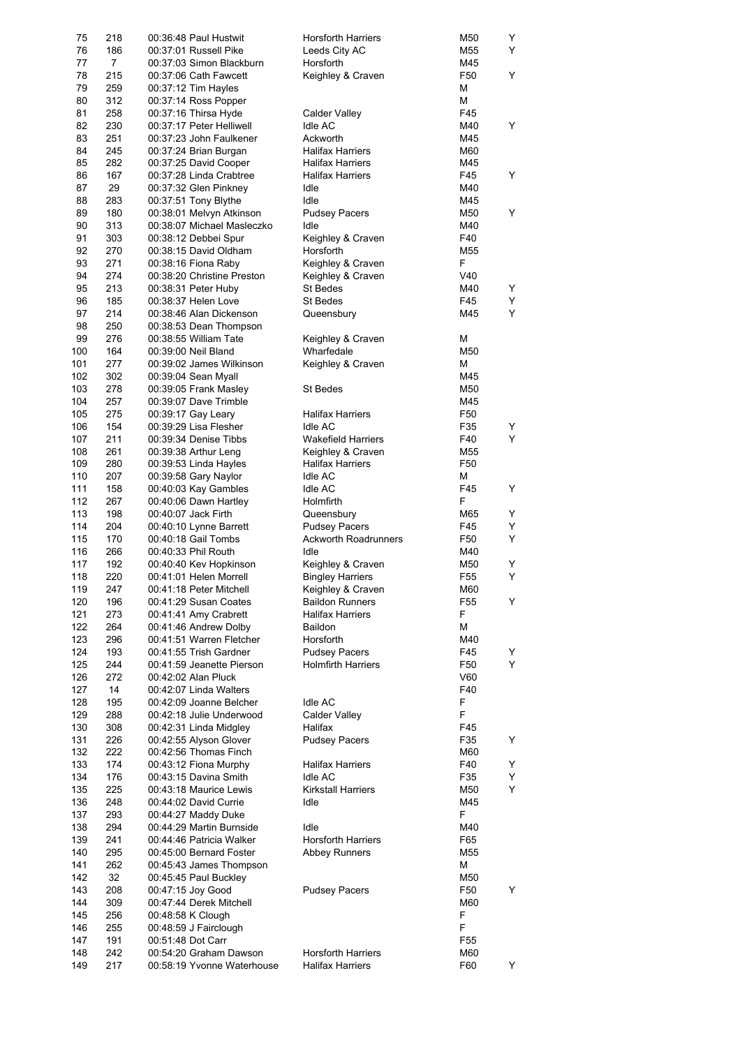| | | | | | | |
|---|---|---|---|---|---|---|
| 75 | 218 | 00:36:48 | Paul Hustwit | Horsforth Harriers | M50 | Y |
| 76 | 186 | 00:37:01 | Russell Pike | Leeds City AC | M55 | Y |
| 77 | 7 | 00:37:03 | Simon Blackburn | Horsforth | M45 | |
| 78 | 215 | 00:37:06 | Cath Fawcett | Keighley & Craven | F50 | Y |
| 79 | 259 | 00:37:12 | Tim Hayles | | M | |
| 80 | 312 | 00:37:14 | Ross Popper | | M | |
| 81 | 258 | 00:37:16 | Thirsa Hyde | Calder Valley | F45 | |
| 82 | 230 | 00:37:17 | Peter Helliwell | Idle AC | M40 | Y |
| 83 | 251 | 00:37:23 | John Faulkener | Ackworth | M45 | |
| 84 | 245 | 00:37:24 | Brian Burgan | Halifax Harriers | M60 | |
| 85 | 282 | 00:37:25 | David Cooper | Halifax Harriers | M45 | |
| 86 | 167 | 00:37:28 | Linda Crabtree | Halifax Harriers | F45 | Y |
| 87 | 29 | 00:37:32 | Glen Pinkney | Idle | M40 | |
| 88 | 283 | 00:37:51 | Tony Blythe | Idle | M45 | |
| 89 | 180 | 00:38:01 | Melvyn Atkinson | Pudsey Pacers | M50 | Y |
| 90 | 313 | 00:38:07 | Michael Masleczko | Idle | M40 | |
| 91 | 303 | 00:38:12 | Debbei Spur | Keighley & Craven | F40 | |
| 92 | 270 | 00:38:15 | David Oldham | Horsforth | M55 | |
| 93 | 271 | 00:38:16 | Fiona Raby | Keighley & Craven | F | |
| 94 | 274 | 00:38:20 | Christine Preston | Keighley & Craven | V40 | |
| 95 | 213 | 00:38:31 | Peter Huby | St Bedes | M40 | Y |
| 96 | 185 | 00:38:37 | Helen Love | St Bedes | F45 | Y |
| 97 | 214 | 00:38:46 | Alan Dickenson | Queensbury | M45 | Y |
| 98 | 250 | 00:38:53 | Dean Thompson | | | |
| 99 | 276 | 00:38:55 | William Tate | Keighley & Craven | M | |
| 100 | 164 | 00:39:00 | Neil Bland | Wharfedale | M50 | |
| 101 | 277 | 00:39:02 | James Wilkinson | Keighley & Craven | M | |
| 102 | 302 | 00:39:04 | Sean Myall | | M45 | |
| 103 | 278 | 00:39:05 | Frank Masley | St Bedes | M50 | |
| 104 | 257 | 00:39:07 | Dave Trimble | | M45 | |
| 105 | 275 | 00:39:17 | Gay Leary | Halifax Harriers | F50 | |
| 106 | 154 | 00:39:29 | Lisa Flesher | Idle AC | F35 | Y |
| 107 | 211 | 00:39:34 | Denise Tibbs | Wakefield Harriers | F40 | Y |
| 108 | 261 | 00:39:38 | Arthur Leng | Keighley & Craven | M55 | |
| 109 | 280 | 00:39:53 | Linda Hayles | Halifax Harriers | F50 | |
| 110 | 207 | 00:39:58 | Gary Naylor | Idle AC | M | |
| 111 | 158 | 00:40:03 | Kay Gambles | Idle AC | F45 | Y |
| 112 | 267 | 00:40:06 | Dawn Hartley | Holmfirth | F | |
| 113 | 198 | 00:40:07 | Jack Firth | Queensbury | M65 | Y |
| 114 | 204 | 00:40:10 | Lynne Barrett | Pudsey Pacers | F45 | Y |
| 115 | 170 | 00:40:18 | Gail Tombs | Ackworth Roadrunners | F50 | Y |
| 116 | 266 | 00:40:33 | Phil Routh | Idle | M40 | |
| 117 | 192 | 00:40:40 | Kev Hopkinson | Keighley & Craven | M50 | Y |
| 118 | 220 | 00:41:01 | Helen Morrell | Bingley Harriers | F55 | Y |
| 119 | 247 | 00:41:18 | Peter Mitchell | Keighley & Craven | M60 | |
| 120 | 196 | 00:41:29 | Susan Coates | Baildon Runners | F55 | Y |
| 121 | 273 | 00:41:41 | Amy Crabrett | Halifax Harriers | F | |
| 122 | 264 | 00:41:46 | Andrew Dolby | Baildon | M | |
| 123 | 296 | 00:41:51 | Warren Fletcher | Horsforth | M40 | |
| 124 | 193 | 00:41:55 | Trish Gardner | Pudsey Pacers | F45 | Y |
| 125 | 244 | 00:41:59 | Jeanette Pierson | Holmfirth Harriers | F50 | Y |
| 126 | 272 | 00:42:02 | Alan Pluck | | V60 | |
| 127 | 14 | 00:42:07 | Linda Walters | | F40 | |
| 128 | 195 | 00:42:09 | Joanne Belcher | Idle AC | F | |
| 129 | 288 | 00:42:18 | Julie Underwood | Calder Valley | F | |
| 130 | 308 | 00:42:31 | Linda Midgley | Halifax | F45 | |
| 131 | 226 | 00:42:55 | Alyson Glover | Pudsey Pacers | F35 | Y |
| 132 | 222 | 00:42:56 | Thomas Finch | | M60 | |
| 133 | 174 | 00:43:12 | Fiona Murphy | Halifax Harriers | F40 | Y |
| 134 | 176 | 00:43:15 | Davina Smith | Idle AC | F35 | Y |
| 135 | 225 | 00:43:18 | Maurice Lewis | Kirkstall Harriers | M50 | Y |
| 136 | 248 | 00:44:02 | David Currie | Idle | M45 | |
| 137 | 293 | 00:44:27 | Maddy Duke | | F | |
| 138 | 294 | 00:44:29 | Martin Burnside | Idle | M40 | |
| 139 | 241 | 00:44:46 | Patricia Walker | Horsforth Harriers | F65 | |
| 140 | 295 | 00:45:00 | Bernard Foster | Abbey Runners | M55 | |
| 141 | 262 | 00:45:43 | James Thompson | | M | |
| 142 | 32 | 00:45:45 | Paul Buckley | | M50 | |
| 143 | 208 | 00:47:15 | Joy Good | Pudsey Pacers | F50 | Y |
| 144 | 309 | 00:47:44 | Derek Mitchell | | M60 | |
| 145 | 256 | 00:48:58 | K Clough | | F | |
| 146 | 255 | 00:48:59 | J Fairclough | | F | |
| 147 | 191 | 00:51:48 | Dot Carr | | F55 | |
| 148 | 242 | 00:54:20 | Graham Dawson | Horsforth Harriers | M60 | |
| 149 | 217 | 00:58:19 | Yvonne Waterhouse | Halifax Harriers | F60 | Y |